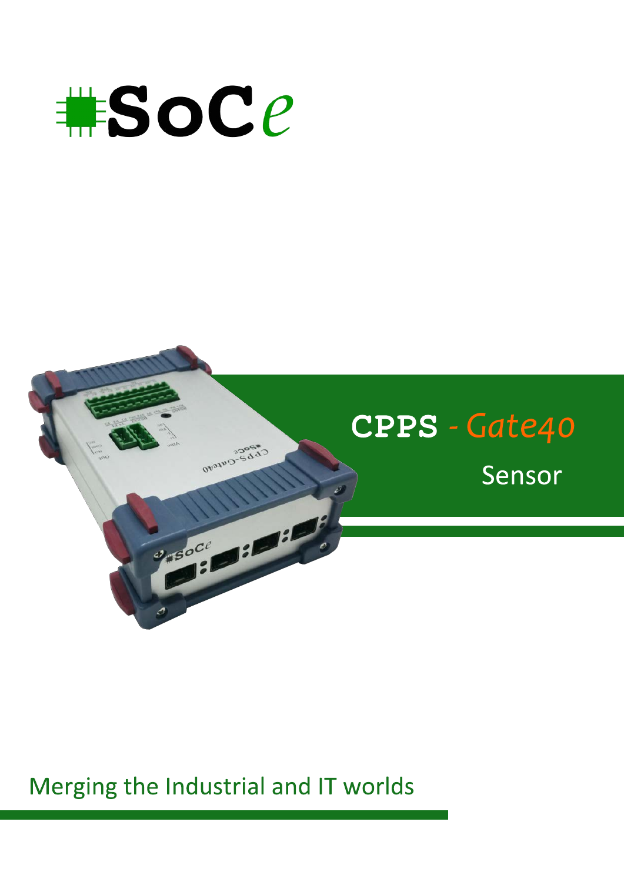# SoCe

# CPPS - *Gate40*

## Sensor

Merging the Industrial and IT worlds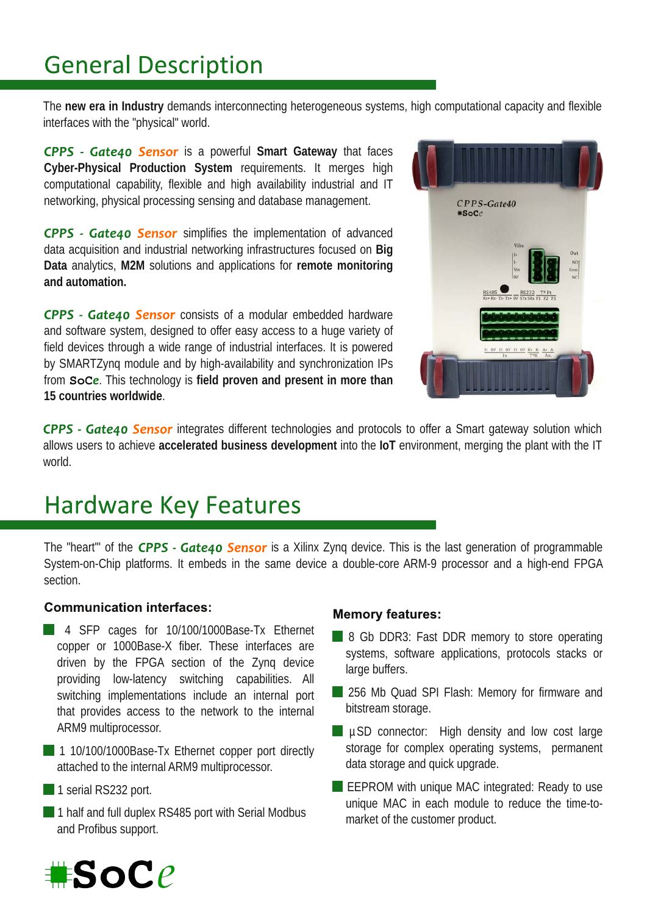# General Description

The **new era in Industry** demands interconnecting heterogeneous systems, high computational capacity and flexible interfaces with the "physical" world.

***CPPS - Gate40 Sensor*** is a powerful **Smart Gateway** that faces **Cyber-Physical Production System** requirements. It merges high computational capability, flexible and high availability industrial and IT networking, physical processing sensing and database management.

***CPPS - Gate40 Sensor*** simplifies the implementation of advanced data acquisition and industrial networking infrastructures focused on **Big Data** analytics, **M2M** solutions and applications for **remote monitoring and automation.**

***CPPS - Gate40 Sensor*** consists of a modular embedded hardware and software system, designed to offer easy access to a huge variety of field devices through a wide range of industrial interfaces. It is powered by SMARTZynq module and by high-availability and synchronization IPs from **SoCe**. This technology is **field proven and present in more than 15 countries worldwide**.

***CPPS - Gate40 Sensor*** integrates different technologies and protocols to offer a Smart gateway solution which allows users to achieve **accelerated business development** into the **IoT** environment, merging the plant with the IT world.

# Hardware Key Features

The "heart"' of the ***CPPS - Gate40 Sensor*** is a Xilinx Zynq device. This is the last generation of programmable System-on-Chip platforms. It embeds in the same device a double-core ARM-9 processor and a high-end FPGA section.

### Communication interfaces:

- 4 SFP cages for 10/100/1000Base-Tx Ethernet copper or 1000Base-X fiber. These interfaces are driven by the FPGA section of the Zynq device providing low-latency switching capabilities. All switching implementations include an internal port that provides access to the network to the internal ARM9 multiprocessor.
- 1 10/100/1000Base-Tx Ethernet copper port directly attached to the internal ARM9 multiprocessor.
- 1 serial RS232 port.
- 1 half and full duplex RS485 port with Serial Modbus and Profibus support.

### Memory features:

- 8 Gb DDR3: Fast DDR memory to store operating systems, software applications, protocols stacks or large buffers.
- 256 Mb Quad SPI Flash: Memory for firmware and bitstream storage.
- µSD connector: High density and low cost large storage for complex operating systems, permanent data storage and quick upgrade.
- EEPROM with unique MAC integrated: Ready to use unique MAC in each module to reduce the time-to-market of the customer product.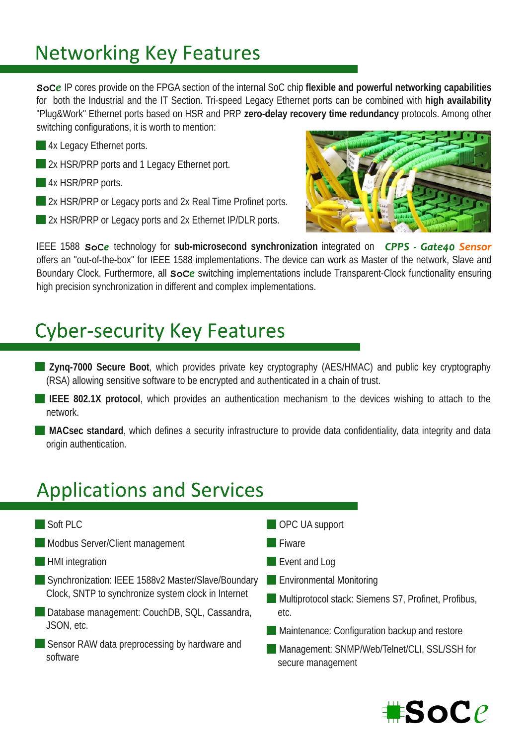# Networking Key Features

**SoCe** IP cores provide on the FPGA section of the internal SoC chip **flexible and powerful networking capabilities** for both the Industrial and the IT Section. Tri-speed Legacy Ethernet ports can be combined with **high availability** "Plug&Work" Ethernet ports based on HSR and PRP **zero-delay recovery time redundancy** protocols. Among other switching configurations, it is worth to mention:

- 4x Legacy Ethernet ports.
- 2x HSR/PRP ports and 1 Legacy Ethernet port.
- 4x HSR/PRP ports.
- 2x HSR/PRP or Legacy ports and 2x Real Time Profinet ports.
- 2x HSR/PRP or Legacy ports and 2x Ethernet IP/DLR ports.

IEEE 1588 **SoCe** technology for **sub-microsecond synchronization** integrated on *CPPS - Gate40 Sensor* offers an "out-of-the-box" for IEEE 1588 implementations. The device can work as Master of the network, Slave and Boundary Clock. Furthermore, all **SoCe** switching implementations include Transparent-Clock functionality ensuring high precision synchronization in different and complex implementations.

# Cyber-security Key Features

- **Zynq-7000 Secure Boot**, which provides private key cryptography (AES/HMAC) and public key cryptography (RSA) allowing sensitive software to be encrypted and authenticated in a chain of trust.
- **IEEE 802.1X protocol**, which provides an authentication mechanism to the devices wishing to attach to the network.
- **MACsec standard**, which defines a security infrastructure to provide data confidentiality, data integrity and data origin authentication.

# Applications and Services

- Soft PLC
- Modbus Server/Client management
- HMI integration
- Synchronization: IEEE 1588v2 Master/Slave/Boundary Clock, SNTP to synchronize system clock in Internet
- Database management: CouchDB, SQL, Cassandra, JSON, etc.
- Sensor RAW data preprocessing by hardware and software
- OPC UA support
- Fiware
- Event and Log
- Environmental Monitoring
- Multiprotocol stack: Siemens S7, Profinet, Profibus, etc.
- Maintenance: Configuration backup and restore
- Management: SNMP/Web/Telnet/CLI, SSL/SSH for secure management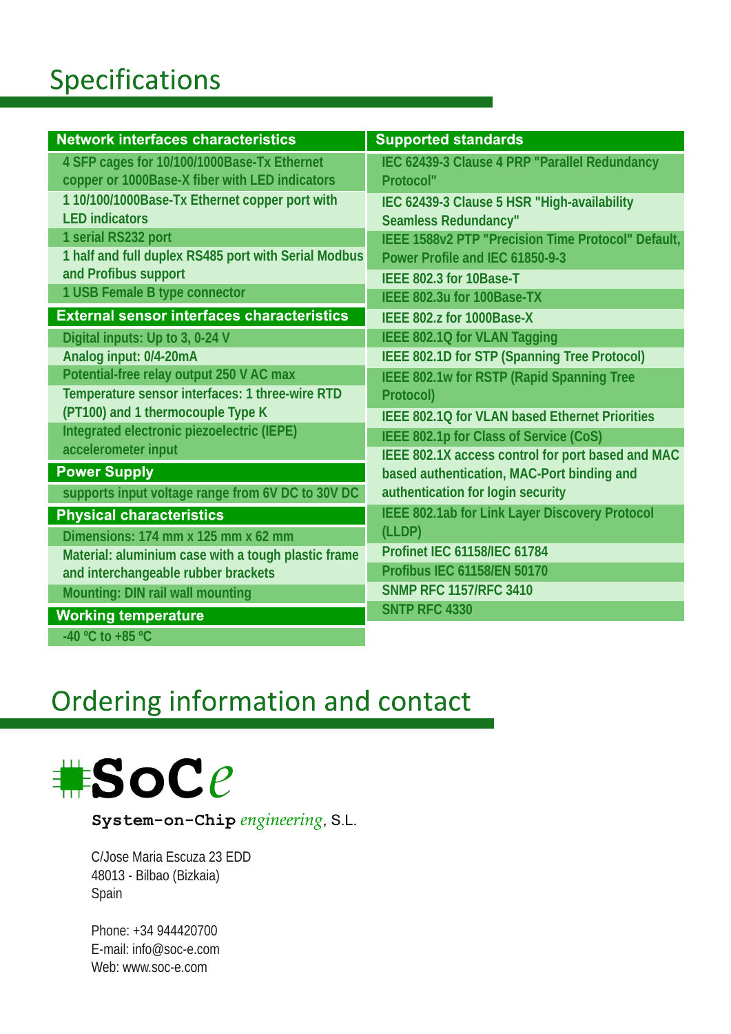# Specifications

| Network interfaces characteristics |
|---|
| 4 SFP cages for 10/100/1000Base-Tx Ethernet copper or 1000Base-X fiber with LED indicators |
| 1 10/100/1000Base-Tx Ethernet copper port with LED indicators |
| 1 serial RS232 port |
| 1 half and full duplex RS485 port with Serial Modbus and Profibus support |
| 1 USB Female B type connector |
| **External sensor interfaces characteristics** |
| Digital inputs: Up to 3, 0-24 V |
| Analog input: 0/4-20mA |
| Potential-free relay output 250 V AC max |
| Temperature sensor interfaces: 1 three-wire RTD (PT100) and 1 thermocouple Type K |
| Integrated electronic piezoelectric (IEPE) accelerometer input |
| **Power Supply** |
| supports input voltage range from 6V DC to 30V DC |
| **Physical characteristics** |
| Dimensions: 174 mm x 125 mm x 62 mm |
| Material: aluminium case with a tough plastic frame and interchangeable rubber brackets |
| Mounting: DIN rail wall mounting |
| **Working temperature** |
| -40 ºC to +85 ºC |

| Supported standards |
|---|
| IEC 62439-3 Clause 4 PRP "Parallel Redundancy Protocol" |
| IEC 62439-3 Clause 5 HSR "High-availability Seamless Redundancy" |
| IEEE 1588v2 PTP "Precision Time Protocol" Default, Power Profile and IEC 61850-9-3 |
| IEEE 802.3 for 10Base-T |
| IEEE 802.3u for 100Base-TX |
| IEEE 802.z for 1000Base-X |
| IEEE 802.1Q for VLAN Tagging |
| IEEE 802.1D for STP (Spanning Tree Protocol) |
| IEEE 802.1w for RSTP (Rapid Spanning Tree Protocol) |
| IEEE 802.1Q for VLAN based Ethernet Priorities |
| IEEE 802.1p for Class of Service (CoS) |
| IEEE 802.1X access control for port based and MAC based authentication, MAC-Port binding and authentication for login security |
| IEEE 802.1ab for Link Layer Discovery Protocol (LLDP) |
| Profinet IEC 61158/IEC 61784 |
| Profibus IEC 61158/EN 50170 |
| SNMP RFC 1157/RFC 3410 |
| SNTP RFC 4330 |

# Ordering information and contact

**SoCe**

System-on-Chip *engineering*, S.L.

C/Jose Maria Escuza 23 EDD
48013 - Bilbao (Bizkaia)
Spain

Phone: +34 944420700
E-mail: info@soc-e.com
Web: www.soc-e.com